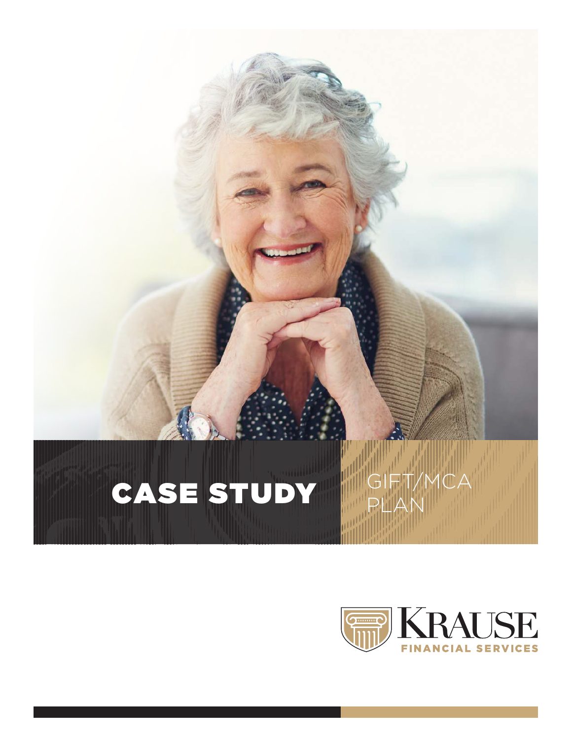# CASE STUDY

## GIFT/MCA PLAN

KRAUSE
FINANCIAL SERVICES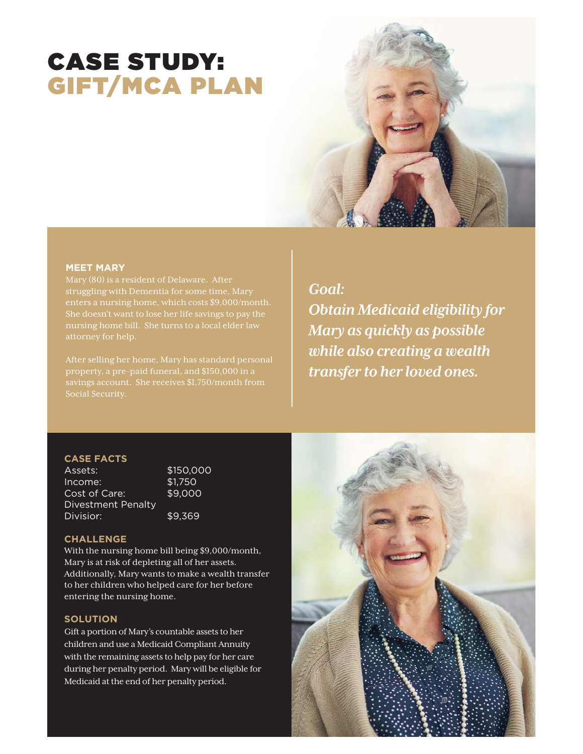# CASE STUDY:
# GIFT/MCA PLAN

**MEET MARY**

Mary (80) is a resident of Delaware. After struggling with Dementia for some time, Mary enters a nursing home, which costs $9,000/month. She doesn't want to lose her life savings to pay the nursing home bill. She turns to a local elder law attorney for help.

After selling her home, Mary has standard personal property, a pre-paid funeral, and $150,000 in a savings account. She receives $1,750/month from Social Security.

***Goal:***
***Obtain Medicaid eligibility for Mary as quickly as possible while also creating a wealth transfer to her loved ones.***

**CASE FACTS**

| | |
|---|---|
| Assets: | $150,000 |
| Income: | $1,750 |
| Cost of Care: | $9,000 |
| Divestment Penalty Divisior: | $9,369 |

**CHALLENGE**

With the nursing home bill being $9,000/month, Mary is at risk of depleting all of her assets. Additionally, Mary wants to make a wealth transfer to her children who helped care for her before entering the nursing home.

**SOLUTION**

Gift a portion of Mary's countable assets to her children and use a Medicaid Compliant Annuity with the remaining assets to help pay for her care during her penalty period. Mary will be eligible for Medicaid at the end of her penalty period.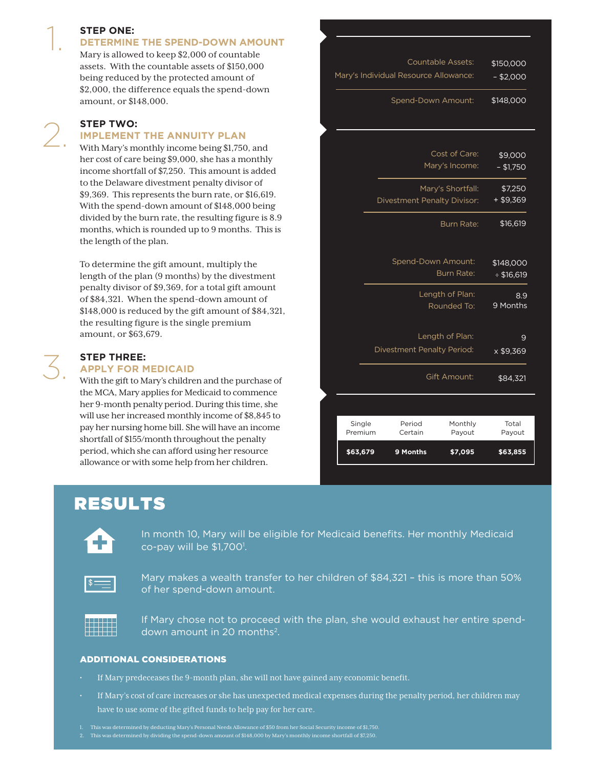1.

**STEP ONE:**
**DETERMINE THE SPEND-DOWN AMOUNT**

Mary is allowed to keep $2,000 of countable assets. With the countable assets of $150,000 being reduced by the protected amount of $2,000, the difference equals the spend-down amount, or $148,000.

2.

**STEP TWO:**
**IMPLEMENT THE ANNUITY PLAN**

With Mary's monthly income being $1,750, and her cost of care being $9,000, she has a monthly income shortfall of $7,250. This amount is added to the Delaware divestment penalty divisor of $9,369. This represents the burn rate, or $16,619. With the spend-down amount of $148,000 being divided by the burn rate, the resulting figure is 8.9 months, which is rounded up to 9 months. This is the length of the plan.

To determine the gift amount, multiply the length of the plan (9 months) by the divestment penalty divisor of $9,369, for a total gift amount of $84,321. When the spend-down amount of $148,000 is reduced by the gift amount of $84,321, the resulting figure is the single premium amount, or $63,679.

3.

**STEP THREE:**
**APPLY FOR MEDICAID**

With the gift to Mary's children and the purchase of the MCA, Mary applies for Medicaid to commence her 9-month penalty period. During this time, she will use her increased monthly income of $8,845 to pay her nursing home bill. She will have an income shortfall of $155/month throughout the penalty period, which she can afford using her resource allowance or with some help from her children.

| | |
|---|---|
| Countable Assets: | $150,000 |
| Mary's Individual Resource Allowance: | – $2,000 |
| Spend-Down Amount: | $148,000 |

| | |
|---|---|
| Cost of Care: | $9,000 |
| Mary's Income: | – $1,750 |
| Mary's Shortfall: | $7,250 |
| Divestment Penalty Divisor: | + $9,369 |
| Burn Rate: | $16,619 |

| | |
|---|---|
| Spend-Down Amount: | $148,000 |
| Burn Rate: | ÷ $16,619 |
| Length of Plan: | 8.9 |
| Rounded To: | 9 Months |

| | |
|---|---|
| Length of Plan: | 9 |
| Divestment Penalty Period: | x $9,369 |
| Gift Amount: | $84,321 |

| Single Premium | Period Certain | Monthly Payout | Total Payout |
|---|---|---|---|
| **$63,679** | **9 Months** | **$7,095** | **$63,855** |

# RESULTS

In month 10, Mary will be eligible for Medicaid benefits. Her monthly Medicaid co-pay will be $1,700[1].

Mary makes a wealth transfer to her children of $84,321 – this is more than 50% of her spend-down amount.

If Mary chose not to proceed with the plan, she would exhaust her entire spend-down amount in 20 months[2].

### ADDITIONAL CONSIDERATIONS

- If Mary predeceases the 9-month plan, she will not have gained any economic benefit.
- If Mary's cost of care increases or she has unexpected medical expenses during the penalty period, her children may have to use some of the gifted funds to help pay for her care.

1. This was determined by deducting Mary's Personal Needs Allowance of $50 from her Social Security income of $1,750.
2. This was determined by dividing the spend-down amount of $148,000 by Mary's monthly income shortfall of $7,250.